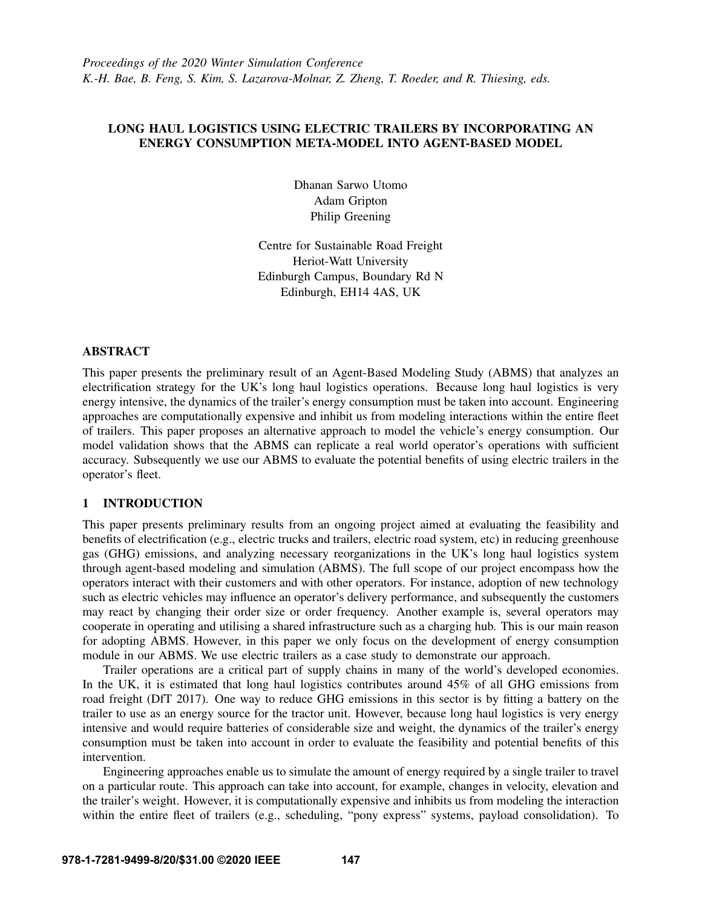*Proceedings of the 2020 Winter Simulation Conference*
*K.-H. Bae, B. Feng, S. Kim, S. Lazarova-Molnar, Z. Zheng, T. Roeder, and R. Thiesing, eds.*

# LONG HAUL LOGISTICS USING ELECTRIC TRAILERS BY INCORPORATING AN ENERGY CONSUMPTION META-MODEL INTO AGENT-BASED MODEL

Dhanan Sarwo Utomo
Adam Gripton
Philip Greening

Centre for Sustainable Road Freight
Heriot-Watt University
Edinburgh Campus, Boundary Rd N
Edinburgh, EH14 4AS, UK

## ABSTRACT

This paper presents the preliminary result of an Agent-Based Modeling Study (ABMS) that analyzes an electrification strategy for the UK's long haul logistics operations. Because long haul logistics is very energy intensive, the dynamics of the trailer's energy consumption must be taken into account. Engineering approaches are computationally expensive and inhibit us from modeling interactions within the entire fleet of trailers. This paper proposes an alternative approach to model the vehicle's energy consumption. Our model validation shows that the ABMS can replicate a real world operator's operations with sufficient accuracy. Subsequently we use our ABMS to evaluate the potential benefits of using electric trailers in the operator's fleet.

## 1 INTRODUCTION

This paper presents preliminary results from an ongoing project aimed at evaluating the feasibility and benefits of electrification (e.g., electric trucks and trailers, electric road system, etc) in reducing greenhouse gas (GHG) emissions, and analyzing necessary reorganizations in the UK's long haul logistics system through agent-based modeling and simulation (ABMS). The full scope of our project encompass how the operators interact with their customers and with other operators. For instance, adoption of new technology such as electric vehicles may influence an operator's delivery performance, and subsequently the customers may react by changing their order size or order frequency. Another example is, several operators may cooperate in operating and utilising a shared infrastructure such as a charging hub. This is our main reason for adopting ABMS. However, in this paper we only focus on the development of energy consumption module in our ABMS. We use electric trailers as a case study to demonstrate our approach.

Trailer operations are a critical part of supply chains in many of the world's developed economies. In the UK, it is estimated that long haul logistics contributes around 45% of all GHG emissions from road freight (DfT 2017). One way to reduce GHG emissions in this sector is by fitting a battery on the trailer to use as an energy source for the tractor unit. However, because long haul logistics is very energy intensive and would require batteries of considerable size and weight, the dynamics of the trailer's energy consumption must be taken into account in order to evaluate the feasibility and potential benefits of this intervention.

Engineering approaches enable us to simulate the amount of energy required by a single trailer to travel on a particular route. This approach can take into account, for example, changes in velocity, elevation and the trailer's weight. However, it is computationally expensive and inhibits us from modeling the interaction within the entire fleet of trailers (e.g., scheduling, "pony express" systems, payload consolidation). To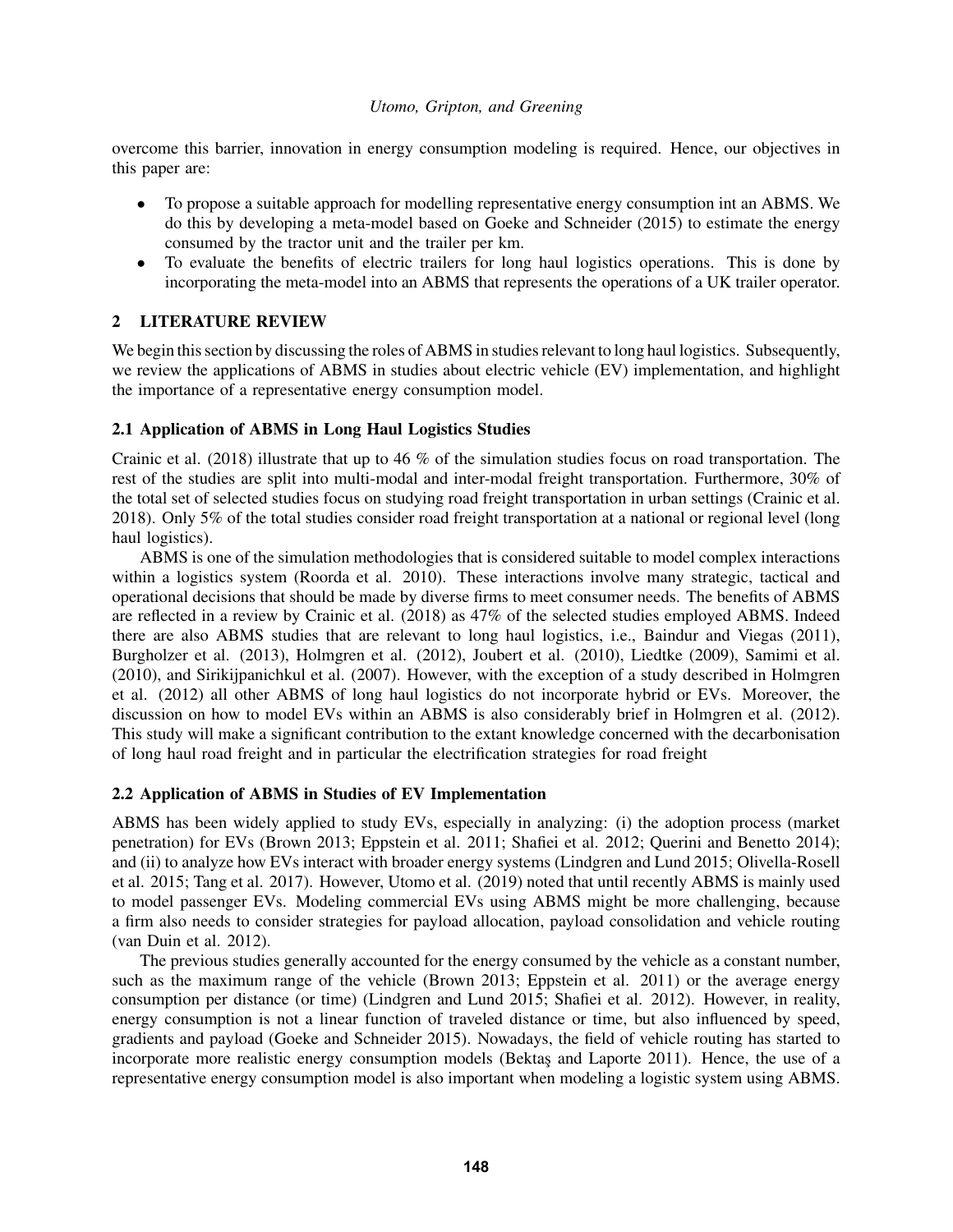overcome this barrier, innovation in energy consumption modeling is required. Hence, our objectives in this paper are:

- To propose a suitable approach for modelling representative energy consumption int an ABMS. We do this by developing a meta-model based on Goeke and Schneider (2015) to estimate the energy consumed by the tractor unit and the trailer per km.
- To evaluate the benefits of electric trailers for long haul logistics operations. This is done by incorporating the meta-model into an ABMS that represents the operations of a UK trailer operator.

## 2 LITERATURE REVIEW

We begin this section by discussing the roles of ABMS in studies relevant to long haul logistics. Subsequently, we review the applications of ABMS in studies about electric vehicle (EV) implementation, and highlight the importance of a representative energy consumption model.

### 2.1 Application of ABMS in Long Haul Logistics Studies

Crainic et al. (2018) illustrate that up to 46 % of the simulation studies focus on road transportation. The rest of the studies are split into multi-modal and inter-modal freight transportation. Furthermore, 30% of the total set of selected studies focus on studying road freight transportation in urban settings (Crainic et al. 2018). Only 5% of the total studies consider road freight transportation at a national or regional level (long haul logistics).

ABMS is one of the simulation methodologies that is considered suitable to model complex interactions within a logistics system (Roorda et al. 2010). These interactions involve many strategic, tactical and operational decisions that should be made by diverse firms to meet consumer needs. The benefits of ABMS are reflected in a review by Crainic et al. (2018) as 47% of the selected studies employed ABMS. Indeed there are also ABMS studies that are relevant to long haul logistics, i.e., Baindur and Viegas (2011), Burgholzer et al. (2013), Holmgren et al. (2012), Joubert et al. (2010), Liedtke (2009), Samimi et al. (2010), and Sirikijpanichkul et al. (2007). However, with the exception of a study described in Holmgren et al. (2012) all other ABMS of long haul logistics do not incorporate hybrid or EVs. Moreover, the discussion on how to model EVs within an ABMS is also considerably brief in Holmgren et al. (2012). This study will make a significant contribution to the extant knowledge concerned with the decarbonisation of long haul road freight and in particular the electrification strategies for road freight

### 2.2 Application of ABMS in Studies of EV Implementation

ABMS has been widely applied to study EVs, especially in analyzing: (i) the adoption process (market penetration) for EVs (Brown 2013; Eppstein et al. 2011; Shafiei et al. 2012; Querini and Benetto 2014); and (ii) to analyze how EVs interact with broader energy systems (Lindgren and Lund 2015; Olivella-Rosell et al. 2015; Tang et al. 2017). However, Utomo et al. (2019) noted that until recently ABMS is mainly used to model passenger EVs. Modeling commercial EVs using ABMS might be more challenging, because a firm also needs to consider strategies for payload allocation, payload consolidation and vehicle routing (van Duin et al. 2012).

The previous studies generally accounted for the energy consumed by the vehicle as a constant number, such as the maximum range of the vehicle (Brown 2013; Eppstein et al. 2011) or the average energy consumption per distance (or time) (Lindgren and Lund 2015; Shafiei et al. 2012). However, in reality, energy consumption is not a linear function of traveled distance or time, but also influenced by speed, gradients and payload (Goeke and Schneider 2015). Nowadays, the field of vehicle routing has started to incorporate more realistic energy consumption models (Bektaş and Laporte 2011). Hence, the use of a representative energy consumption model is also important when modeling a logistic system using ABMS.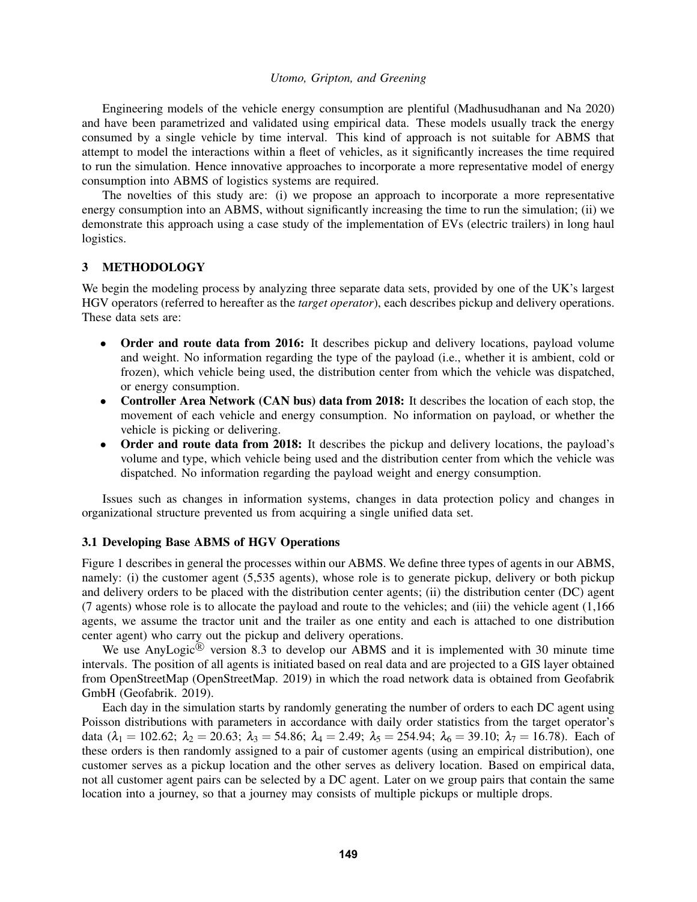Engineering models of the vehicle energy consumption are plentiful (Madhusudhanan and Na 2020) and have been parametrized and validated using empirical data. These models usually track the energy consumed by a single vehicle by time interval. This kind of approach is not suitable for ABMS that attempt to model the interactions within a fleet of vehicles, as it significantly increases the time required to run the simulation. Hence innovative approaches to incorporate a more representative model of energy consumption into ABMS of logistics systems are required.

The novelties of this study are: (i) we propose an approach to incorporate a more representative energy consumption into an ABMS, without significantly increasing the time to run the simulation; (ii) we demonstrate this approach using a case study of the implementation of EVs (electric trailers) in long haul logistics.

## 3 METHODOLOGY

We begin the modeling process by analyzing three separate data sets, provided by one of the UK's largest HGV operators (referred to hereafter as the *target operator*), each describes pickup and delivery operations. These data sets are:

- **Order and route data from 2016:** It describes pickup and delivery locations, payload volume and weight. No information regarding the type of the payload (i.e., whether it is ambient, cold or frozen), which vehicle being used, the distribution center from which the vehicle was dispatched, or energy consumption.
- **Controller Area Network (CAN bus) data from 2018:** It describes the location of each stop, the movement of each vehicle and energy consumption. No information on payload, or whether the vehicle is picking or delivering.
- **Order and route data from 2018:** It describes the pickup and delivery locations, the payload's volume and type, which vehicle being used and the distribution center from which the vehicle was dispatched. No information regarding the payload weight and energy consumption.

Issues such as changes in information systems, changes in data protection policy and changes in organizational structure prevented us from acquiring a single unified data set.

### 3.1 Developing Base ABMS of HGV Operations

Figure 1 describes in general the processes within our ABMS. We define three types of agents in our ABMS, namely: (i) the customer agent (5,535 agents), whose role is to generate pickup, delivery or both pickup and delivery orders to be placed with the distribution center agents; (ii) the distribution center (DC) agent (7 agents) whose role is to allocate the payload and route to the vehicles; and (iii) the vehicle agent (1,166 agents, we assume the tractor unit and the trailer as one entity and each is attached to one distribution center agent) who carry out the pickup and delivery operations.

We use AnyLogic® version 8.3 to develop our ABMS and it is implemented with 30 minute time intervals. The position of all agents is initiated based on real data and are projected to a GIS layer obtained from OpenStreetMap (OpenStreetMap. 2019) in which the road network data is obtained from Geofabrik GmbH (Geofabrik. 2019).

Each day in the simulation starts by randomly generating the number of orders to each DC agent using Poisson distributions with parameters in accordance with daily order statistics from the target operator's data ($\lambda_1 = 102.62$; $\lambda_2 = 20.63$; $\lambda_3 = 54.86$; $\lambda_4 = 2.49$; $\lambda_5 = 254.94$; $\lambda_6 = 39.10$; $\lambda_7 = 16.78$). Each of these orders is then randomly assigned to a pair of customer agents (using an empirical distribution), one customer serves as a pickup location and the other serves as delivery location. Based on empirical data, not all customer agent pairs can be selected by a DC agent. Later on we group pairs that contain the same location into a journey, so that a journey may consists of multiple pickups or multiple drops.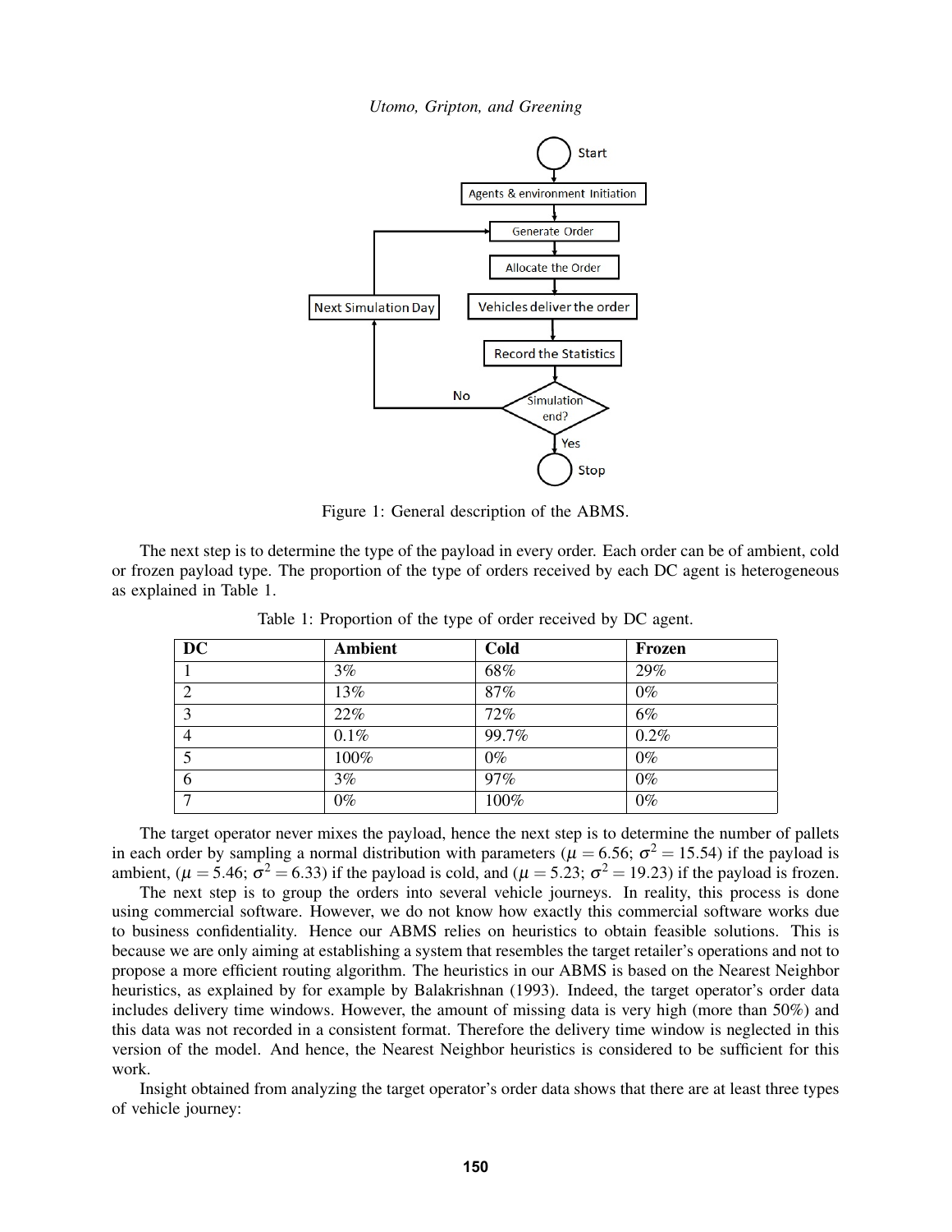Figure 1: General description of the ABMS.

The next step is to determine the type of the payload in every order. Each order can be of ambient, cold or frozen payload type. The proportion of the type of orders received by each DC agent is heterogeneous as explained in Table 1.

Table 1: Proportion of the type of order received by DC agent.

| DC | Ambient | Cold | Frozen |
|---|---|---|---|
| 1 | 3% | 68% | 29% |
| 2 | 13% | 87% | 0% |
| 3 | 22% | 72% | 6% |
| 4 | 0.1% | 99.7% | 0.2% |
| 5 | 100% | 0% | 0% |
| 6 | 3% | 97% | 0% |
| 7 | 0% | 100% | 0% |

The target operator never mixes the payload, hence the next step is to determine the number of pallets in each order by sampling a normal distribution with parameters ($\mu = 6.56$; $\sigma^2 = 15.54$) if the payload is ambient, ($\mu = 5.46$; $\sigma^2 = 6.33$) if the payload is cold, and ($\mu = 5.23$; $\sigma^2 = 19.23$) if the payload is frozen.

The next step is to group the orders into several vehicle journeys. In reality, this process is done using commercial software. However, we do not know how exactly this commercial software works due to business confidentiality. Hence our ABMS relies on heuristics to obtain feasible solutions. This is because we are only aiming at establishing a system that resembles the target retailer's operations and not to propose a more efficient routing algorithm. The heuristics in our ABMS is based on the Nearest Neighbor heuristics, as explained by for example by Balakrishnan (1993). Indeed, the target operator's order data includes delivery time windows. However, the amount of missing data is very high (more than 50%) and this data was not recorded in a consistent format. Therefore the delivery time window is neglected in this version of the model. And hence, the Nearest Neighbor heuristics is considered to be sufficient for this work.

Insight obtained from analyzing the target operator's order data shows that there are at least three types of vehicle journey: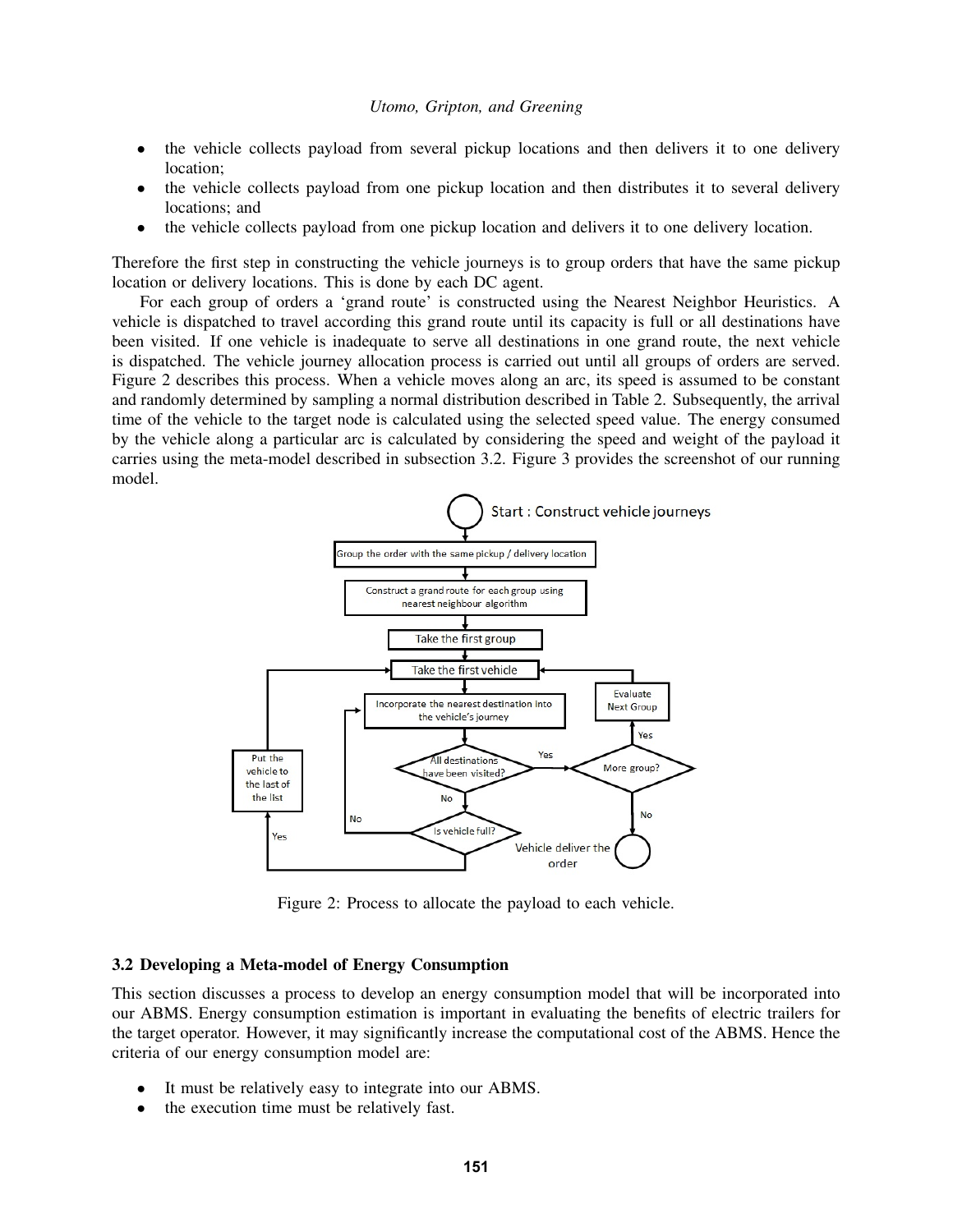- the vehicle collects payload from several pickup locations and then delivers it to one delivery location;
- the vehicle collects payload from one pickup location and then distributes it to several delivery locations; and
- the vehicle collects payload from one pickup location and delivers it to one delivery location.

Therefore the first step in constructing the vehicle journeys is to group orders that have the same pickup location or delivery locations. This is done by each DC agent.

For each group of orders a 'grand route' is constructed using the Nearest Neighbor Heuristics. A vehicle is dispatched to travel according this grand route until its capacity is full or all destinations have been visited. If one vehicle is inadequate to serve all destinations in one grand route, the next vehicle is dispatched. The vehicle journey allocation process is carried out until all groups of orders are served. Figure 2 describes this process. When a vehicle moves along an arc, its speed is assumed to be constant and randomly determined by sampling a normal distribution described in Table 2. Subsequently, the arrival time of the vehicle to the target node is calculated using the selected speed value. The energy consumed by the vehicle along a particular arc is calculated by considering the speed and weight of the payload it carries using the meta-model described in subsection 3.2. Figure 3 provides the screenshot of our running model.

Figure 2: Process to allocate the payload to each vehicle.

### 3.2 Developing a Meta-model of Energy Consumption

This section discusses a process to develop an energy consumption model that will be incorporated into our ABMS. Energy consumption estimation is important in evaluating the benefits of electric trailers for the target operator. However, it may significantly increase the computational cost of the ABMS. Hence the criteria of our energy consumption model are:

- It must be relatively easy to integrate into our ABMS.
- the execution time must be relatively fast.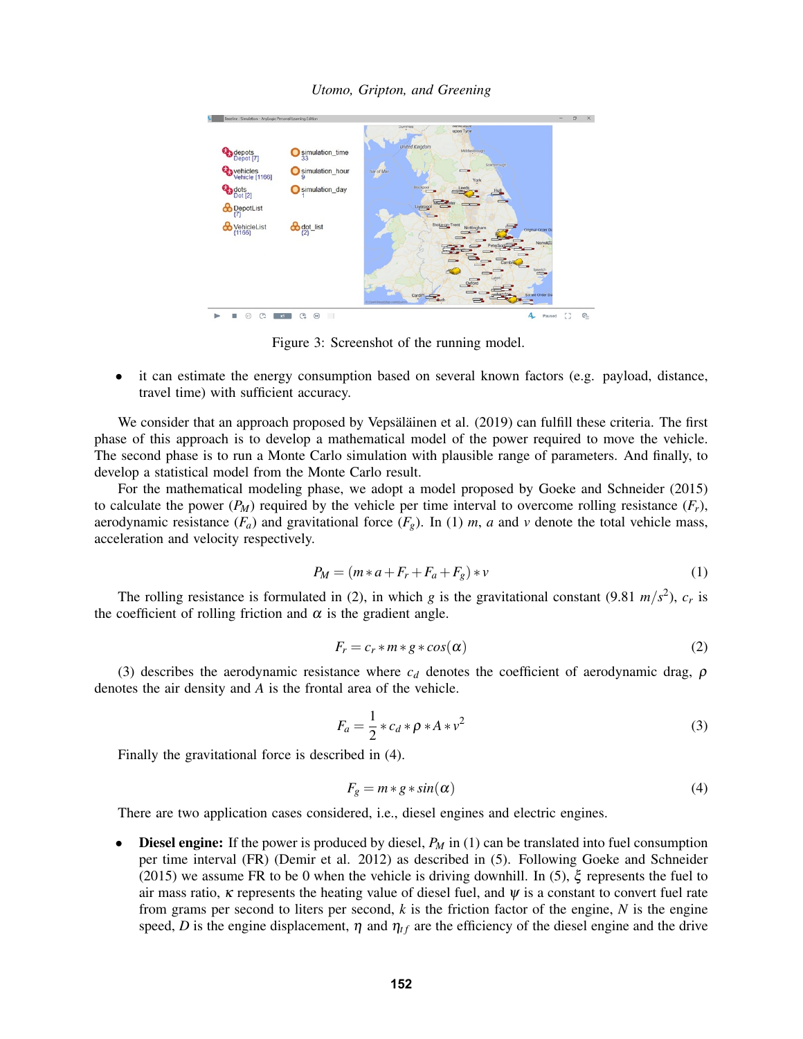Figure 3: Screenshot of the running model.

- it can estimate the energy consumption based on several known factors (e.g. payload, distance, travel time) with sufficient accuracy.

We consider that an approach proposed by Vepsäläinen et al. (2019) can fulfill these criteria. The first phase of this approach is to develop a mathematical model of the power required to move the vehicle. The second phase is to run a Monte Carlo simulation with plausible range of parameters. And finally, to develop a statistical model from the Monte Carlo result.

For the mathematical modeling phase, we adopt a model proposed by Goeke and Schneider (2015) to calculate the power ($P_M$) required by the vehicle per time interval to overcome rolling resistance ($F_r$), aerodynamic resistance ($F_a$) and gravitational force ($F_g$). In (1) $m$, $a$ and $v$ denote the total vehicle mass, acceleration and velocity respectively.

$$P_M = (m * a + F_r + F_a + F_g) * v \tag{1}$$

The rolling resistance is formulated in (2), in which $g$ is the gravitational constant (9.81 $m/s^2$), $c_r$ is the coefficient of rolling friction and $\alpha$ is the gradient angle.

$$F_r = c_r * m * g * cos(\alpha) \tag{2}$$

(3) describes the aerodynamic resistance where $c_d$ denotes the coefficient of aerodynamic drag, $\rho$ denotes the air density and $A$ is the frontal area of the vehicle.

$$F_a = \frac{1}{2} * c_d * \rho * A * v^2 \tag{3}$$

Finally the gravitational force is described in (4).

$$F_g = m * g * sin(\alpha) \tag{4}$$

There are two application cases considered, i.e., diesel engines and electric engines.

- **Diesel engine:** If the power is produced by diesel, $P_M$ in (1) can be translated into fuel consumption per time interval (FR) (Demir et al. 2012) as described in (5). Following Goeke and Schneider (2015) we assume FR to be 0 when the vehicle is driving downhill. In (5), $\xi$ represents the fuel to air mass ratio, $\kappa$ represents the heating value of diesel fuel, and $\psi$ is a constant to convert fuel rate from grams per second to liters per second, $k$ is the friction factor of the engine, $N$ is the engine speed, $D$ is the engine displacement, $\eta$ and $\eta_{tf}$ are the efficiency of the diesel engine and the drive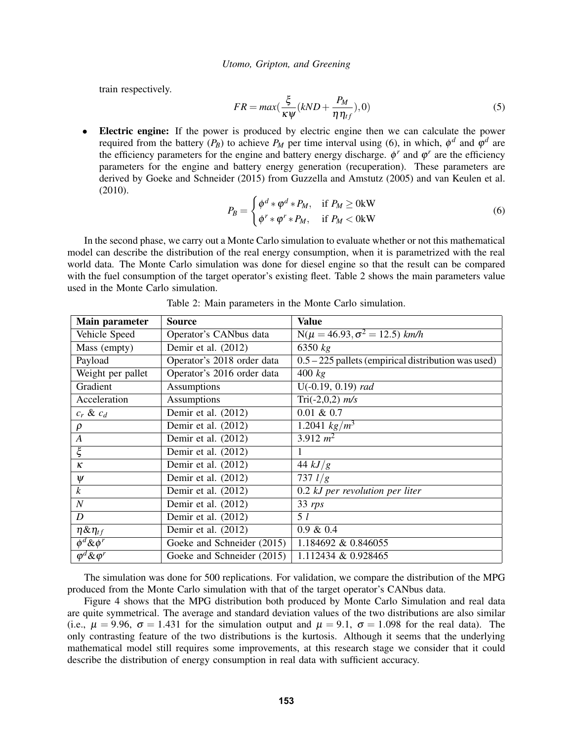train respectively.

$$FR = max(\frac{\xi}{\kappa\psi}(kND + \frac{P_M}{\eta\eta_{tf}}), 0) \tag{5}$$

- **Electric engine:** If the power is produced by electric engine then we can calculate the power required from the battery ($P_B$) to achieve $P_M$ per time interval using (6), in which, $\phi^d$ and $\varphi^d$ are the efficiency parameters for the engine and battery energy discharge. $\phi^r$ and $\varphi^r$ are the efficiency parameters for the engine and battery energy generation (recuperation). These parameters are derived by Goeke and Schneider (2015) from Guzzella and Amstutz (2005) and van Keulen et al. (2010).

$$P_B = \begin{cases} \phi^d * \varphi^d * P_M, & \text{if } P_M \geq 0\text{kW} \\ \phi^r * \varphi^r * P_M, & \text{if } P_M < 0\text{kW} \end{cases} \tag{6}$$

In the second phase, we carry out a Monte Carlo simulation to evaluate whether or not this mathematical model can describe the distribution of the real energy consumption, when it is parametrized with the real world data. The Monte Carlo simulation was done for diesel engine so that the result can be compared with the fuel consumption of the target operator's existing fleet. Table 2 shows the main parameters value used in the Monte Carlo simulation.

Table 2: Main parameters in the Monte Carlo simulation.

| Main parameter | Source | Value |
|---|---|---|
| Vehicle Speed | Operator's CANbus data | $N(\mu = 46.93, \sigma^2 = 12.5)$ *km/h* |
| Mass (empty) | Demir et al. (2012) | 6350 *kg* |
| Payload | Operator's 2018 order data | 0.5 – 225 pallets (empirical distribution was used) |
| Weight per pallet | Operator's 2016 order data | 400 *kg* |
| Gradient | Assumptions | U(-0.19, 0.19) *rad* |
| Acceleration | Assumptions | Tri(-2,0,2) *m/s* |
| $c_r$ & $c_d$ | Demir et al. (2012) | 0.01 & 0.7 |
| $\rho$ | Demir et al. (2012) | 1.2041 $kg/m^3$ |
| $A$ | Demir et al. (2012) | 3.912 $m^2$ |
| $\xi$ | Demir et al. (2012) | 1 |
| $\kappa$ | Demir et al. (2012) | 44 $kJ/g$ |
| $\psi$ | Demir et al. (2012) | 737 $l/g$ |
| $k$ | Demir et al. (2012) | 0.2 *kJ per revolution per liter* |
| $N$ | Demir et al. (2012) | 33 *rps* |
| $D$ | Demir et al. (2012) | 5 *l* |
| $\eta$&$\eta_{tf}$ | Demir et al. (2012) | 0.9 & 0.4 |
| $\phi^d$&$\phi^r$ | Goeke and Schneider (2015) | 1.184692 & 0.846055 |
| $\varphi^d$&$\varphi^r$ | Goeke and Schneider (2015) | 1.112434 & 0.928465 |

The simulation was done for 500 replications. For validation, we compare the distribution of the MPG produced from the Monte Carlo simulation with that of the target operator's CANbus data.

Figure 4 shows that the MPG distribution both produced by Monte Carlo Simulation and real data are quite symmetrical. The average and standard deviation values of the two distributions are also similar (i.e., $\mu = 9.96$, $\sigma = 1.431$ for the simulation output and $\mu = 9.1$, $\sigma = 1.098$ for the real data). The only contrasting feature of the two distributions is the kurtosis. Although it seems that the underlying mathematical model still requires some improvements, at this research stage we consider that it could describe the distribution of energy consumption in real data with sufficient accuracy.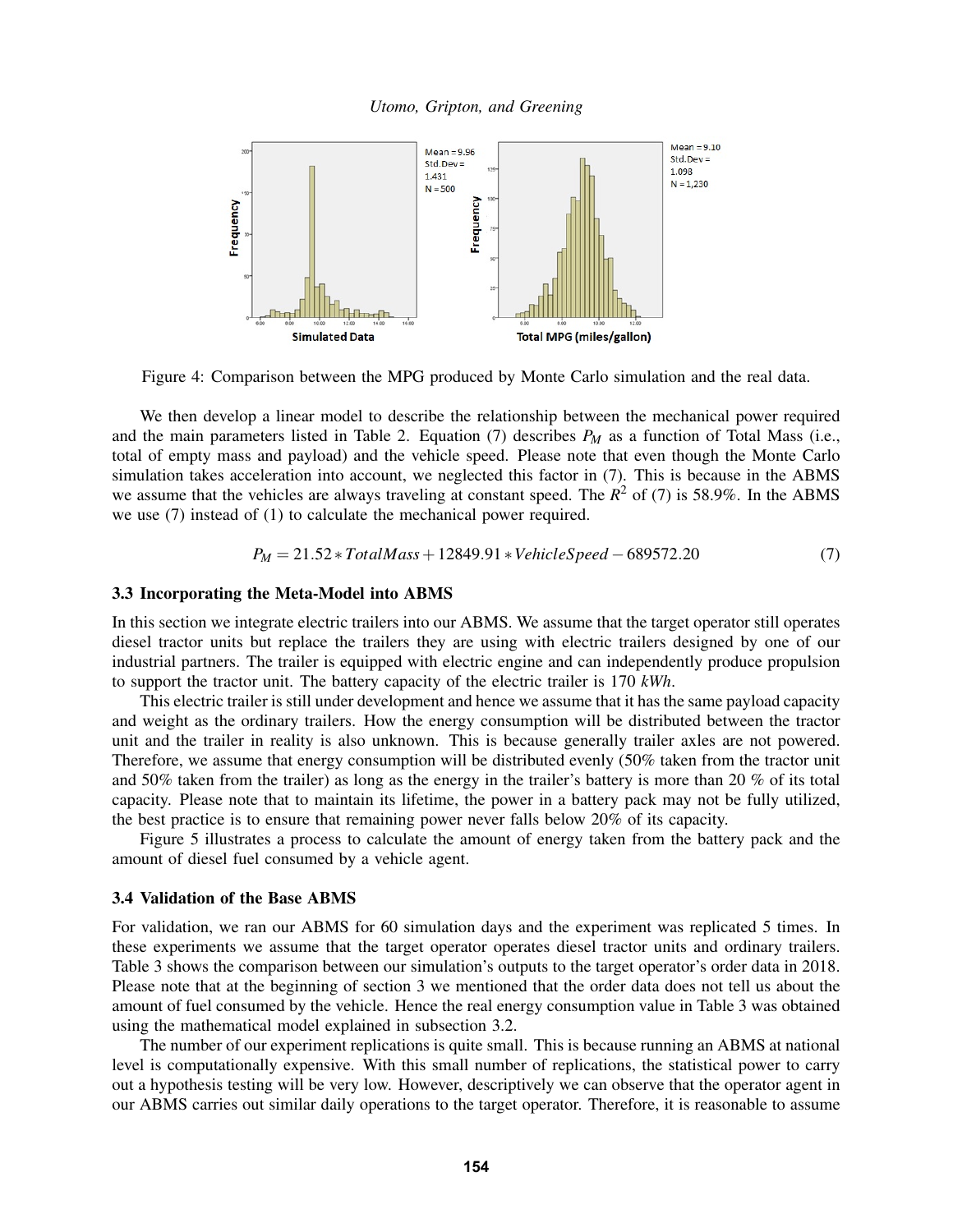Figure 4: Comparison between the MPG produced by Monte Carlo simulation and the real data.

We then develop a linear model to describe the relationship between the mechanical power required and the main parameters listed in Table 2. Equation (7) describes $P_M$ as a function of Total Mass (i.e., total of empty mass and payload) and the vehicle speed. Please note that even though the Monte Carlo simulation takes acceleration into account, we neglected this factor in (7). This is because in the ABMS we assume that the vehicles are always traveling at constant speed. The $R^2$ of (7) is 58.9%. In the ABMS we use (7) instead of (1) to calculate the mechanical power required.

$$P_M = 21.52 * TotalMass + 12849.91 * VehicleSpeed - 689572.20 \tag{7}$$

### 3.3 Incorporating the Meta-Model into ABMS

In this section we integrate electric trailers into our ABMS. We assume that the target operator still operates diesel tractor units but replace the trailers they are using with electric trailers designed by one of our industrial partners. The trailer is equipped with electric engine and can independently produce propulsion to support the tractor unit. The battery capacity of the electric trailer is 170 *kWh*.

This electric trailer is still under development and hence we assume that it has the same payload capacity and weight as the ordinary trailers. How the energy consumption will be distributed between the tractor unit and the trailer in reality is also unknown. This is because generally trailer axles are not powered. Therefore, we assume that energy consumption will be distributed evenly (50% taken from the tractor unit and 50% taken from the trailer) as long as the energy in the trailer's battery is more than 20 % of its total capacity. Please note that to maintain its lifetime, the power in a battery pack may not be fully utilized, the best practice is to ensure that remaining power never falls below 20% of its capacity.

Figure 5 illustrates a process to calculate the amount of energy taken from the battery pack and the amount of diesel fuel consumed by a vehicle agent.

### 3.4 Validation of the Base ABMS

For validation, we ran our ABMS for 60 simulation days and the experiment was replicated 5 times. In these experiments we assume that the target operator operates diesel tractor units and ordinary trailers. Table 3 shows the comparison between our simulation's outputs to the target operator's order data in 2018. Please note that at the beginning of section 3 we mentioned that the order data does not tell us about the amount of fuel consumed by the vehicle. Hence the real energy consumption value in Table 3 was obtained using the mathematical model explained in subsection 3.2.

The number of our experiment replications is quite small. This is because running an ABMS at national level is computationally expensive. With this small number of replications, the statistical power to carry out a hypothesis testing will be very low. However, descriptively we can observe that the operator agent in our ABMS carries out similar daily operations to the target operator. Therefore, it is reasonable to assume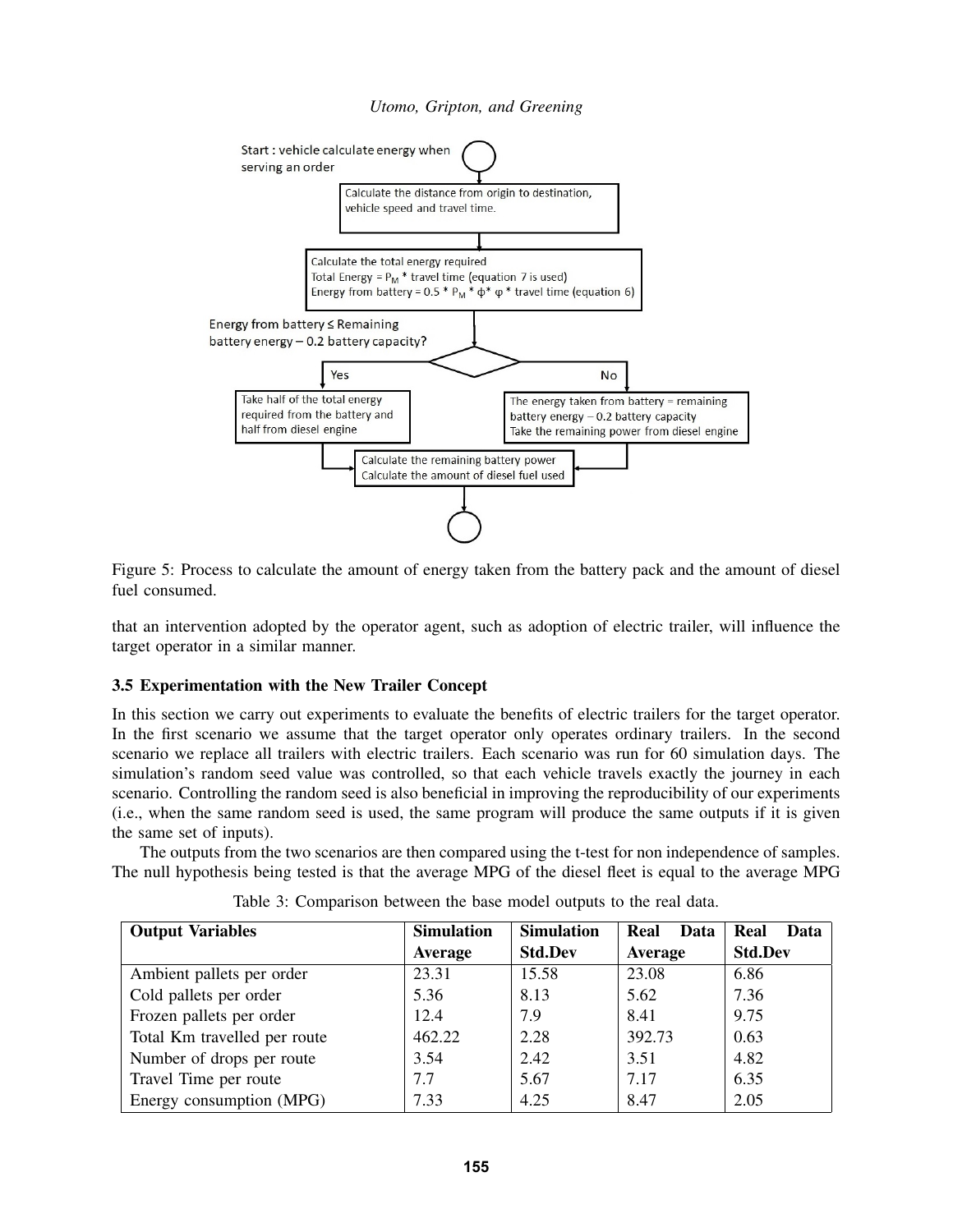Start : vehicle calculate energy when serving an order

Calculate the distance from origin to destination, vehicle speed and travel time.

Calculate the total energy required
Total Energy = $P_M$ * travel time (equation 7 is used)
Energy from battery = 0.5 * $P_M$ * $\phi$ * $\varphi$ * travel time (equation 6)

Energy from battery ≤ Remaining battery energy – 0.2 battery capacity?

Yes: Take half of the total energy required from the battery and half from diesel engine

No: The energy taken from battery = remaining battery energy – 0.2 battery capacity
Take the remaining power from diesel engine

Calculate the remaining battery power
Calculate the amount of diesel fuel used

Figure 5: Process to calculate the amount of energy taken from the battery pack and the amount of diesel fuel consumed.

that an intervention adopted by the operator agent, such as adoption of electric trailer, will influence the target operator in a similar manner.

### 3.5 Experimentation with the New Trailer Concept

In this section we carry out experiments to evaluate the benefits of electric trailers for the target operator. In the first scenario we assume that the target operator only operates ordinary trailers. In the second scenario we replace all trailers with electric trailers. Each scenario was run for 60 simulation days. The simulation's random seed value was controlled, so that each vehicle travels exactly the journey in each scenario. Controlling the random seed is also beneficial in improving the reproducibility of our experiments (i.e., when the same random seed is used, the same program will produce the same outputs if it is given the same set of inputs).

The outputs from the two scenarios are then compared using the t-test for non independence of samples. The null hypothesis being tested is that the average MPG of the diesel fleet is equal to the average MPG

Table 3: Comparison between the base model outputs to the real data.

| Output Variables | Simulation Average | Simulation Std.Dev | Real Data Average | Real Data Std.Dev |
|---|---|---|---|---|
| Ambient pallets per order | 23.31 | 15.58 | 23.08 | 6.86 |
| Cold pallets per order | 5.36 | 8.13 | 5.62 | 7.36 |
| Frozen pallets per order | 12.4 | 7.9 | 8.41 | 9.75 |
| Total Km travelled per route | 462.22 | 2.28 | 392.73 | 0.63 |
| Number of drops per route | 3.54 | 2.42 | 3.51 | 4.82 |
| Travel Time per route | 7.7 | 5.67 | 7.17 | 6.35 |
| Energy consumption (MPG) | 7.33 | 4.25 | 8.47 | 2.05 |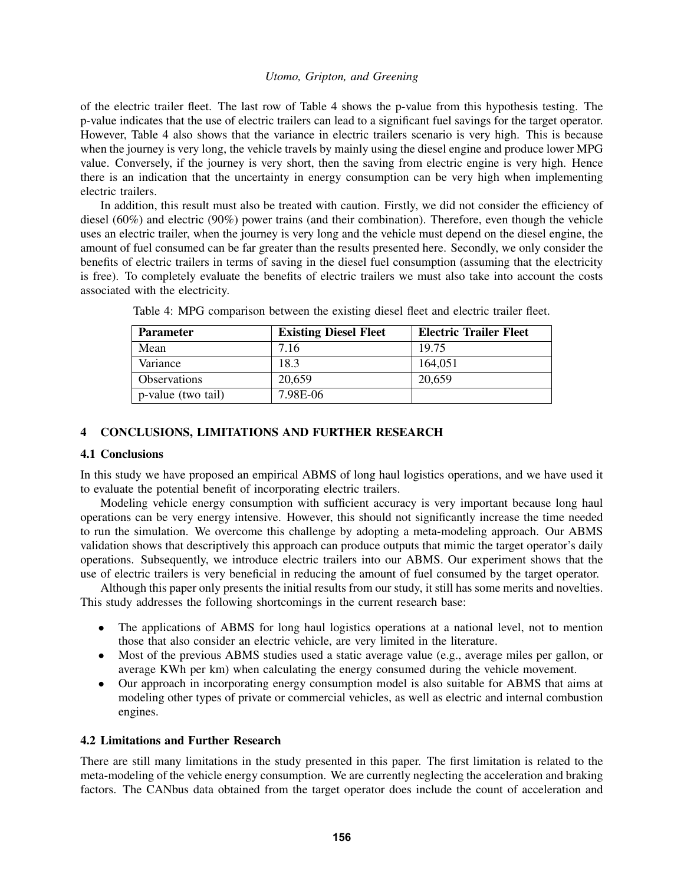of the electric trailer fleet. The last row of Table 4 shows the p-value from this hypothesis testing. The p-value indicates that the use of electric trailers can lead to a significant fuel savings for the target operator. However, Table 4 also shows that the variance in electric trailers scenario is very high. This is because when the journey is very long, the vehicle travels by mainly using the diesel engine and produce lower MPG value. Conversely, if the journey is very short, then the saving from electric engine is very high. Hence there is an indication that the uncertainty in energy consumption can be very high when implementing electric trailers.

In addition, this result must also be treated with caution. Firstly, we did not consider the efficiency of diesel (60%) and electric (90%) power trains (and their combination). Therefore, even though the vehicle uses an electric trailer, when the journey is very long and the vehicle must depend on the diesel engine, the amount of fuel consumed can be far greater than the results presented here. Secondly, we only consider the benefits of electric trailers in terms of saving in the diesel fuel consumption (assuming that the electricity is free). To completely evaluate the benefits of electric trailers we must also take into account the costs associated with the electricity.

Table 4: MPG comparison between the existing diesel fleet and electric trailer fleet.

| Parameter | Existing Diesel Fleet | Electric Trailer Fleet |
|---|---|---|
| Mean | 7.16 | 19.75 |
| Variance | 18.3 | 164,051 |
| Observations | 20,659 | 20,659 |
| p-value (two tail) | 7.98E-06 | |

## 4 CONCLUSIONS, LIMITATIONS AND FURTHER RESEARCH

### 4.1 Conclusions

In this study we have proposed an empirical ABMS of long haul logistics operations, and we have used it to evaluate the potential benefit of incorporating electric trailers.

Modeling vehicle energy consumption with sufficient accuracy is very important because long haul operations can be very energy intensive. However, this should not significantly increase the time needed to run the simulation. We overcome this challenge by adopting a meta-modeling approach. Our ABMS validation shows that descriptively this approach can produce outputs that mimic the target operator's daily operations. Subsequently, we introduce electric trailers into our ABMS. Our experiment shows that the use of electric trailers is very beneficial in reducing the amount of fuel consumed by the target operator.

Although this paper only presents the initial results from our study, it still has some merits and novelties. This study addresses the following shortcomings in the current research base:

- The applications of ABMS for long haul logistics operations at a national level, not to mention those that also consider an electric vehicle, are very limited in the literature.
- Most of the previous ABMS studies used a static average value (e.g., average miles per gallon, or average KWh per km) when calculating the energy consumed during the vehicle movement.
- Our approach in incorporating energy consumption model is also suitable for ABMS that aims at modeling other types of private or commercial vehicles, as well as electric and internal combustion engines.

### 4.2 Limitations and Further Research

There are still many limitations in the study presented in this paper. The first limitation is related to the meta-modeling of the vehicle energy consumption. We are currently neglecting the acceleration and braking factors. The CANbus data obtained from the target operator does include the count of acceleration and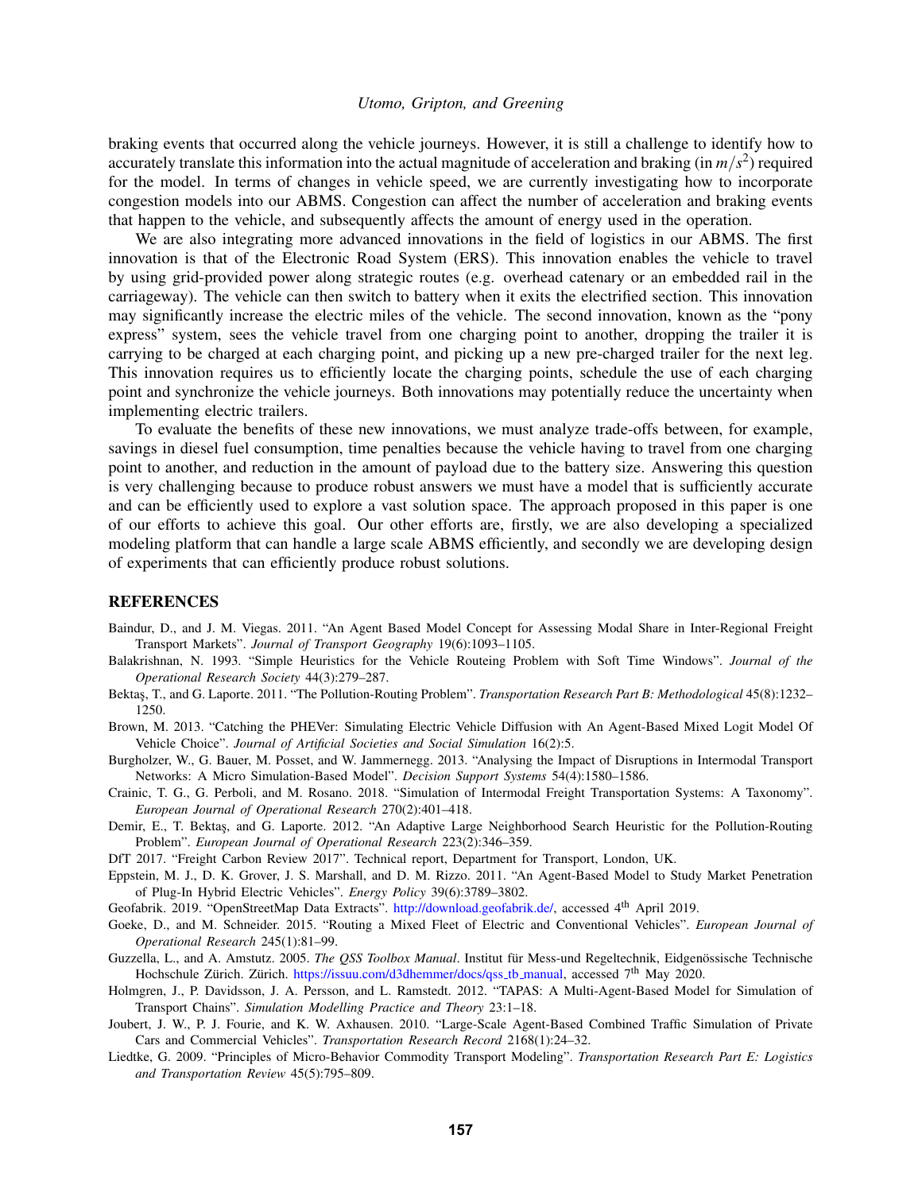braking events that occurred along the vehicle journeys. However, it is still a challenge to identify how to accurately translate this information into the actual magnitude of acceleration and braking (in $m/s^2$) required for the model. In terms of changes in vehicle speed, we are currently investigating how to incorporate congestion models into our ABMS. Congestion can affect the number of acceleration and braking events that happen to the vehicle, and subsequently affects the amount of energy used in the operation.

We are also integrating more advanced innovations in the field of logistics in our ABMS. The first innovation is that of the Electronic Road System (ERS). This innovation enables the vehicle to travel by using grid-provided power along strategic routes (e.g. overhead catenary or an embedded rail in the carriageway). The vehicle can then switch to battery when it exits the electrified section. This innovation may significantly increase the electric miles of the vehicle. The second innovation, known as the "pony express" system, sees the vehicle travel from one charging point to another, dropping the trailer it is carrying to be charged at each charging point, and picking up a new pre-charged trailer for the next leg. This innovation requires us to efficiently locate the charging points, schedule the use of each charging point and synchronize the vehicle journeys. Both innovations may potentially reduce the uncertainty when implementing electric trailers.

To evaluate the benefits of these new innovations, we must analyze trade-offs between, for example, savings in diesel fuel consumption, time penalties because the vehicle having to travel from one charging point to another, and reduction in the amount of payload due to the battery size. Answering this question is very challenging because to produce robust answers we must have a model that is sufficiently accurate and can be efficiently used to explore a vast solution space. The approach proposed in this paper is one of our efforts to achieve this goal. Our other efforts are, firstly, we are also developing a specialized modeling platform that can handle a large scale ABMS efficiently, and secondly we are developing design of experiments that can efficiently produce robust solutions.

## REFERENCES

Baindur, D., and J. M. Viegas. 2011. "An Agent Based Model Concept for Assessing Modal Share in Inter-Regional Freight Transport Markets". *Journal of Transport Geography* 19(6):1093–1105.

Balakrishnan, N. 1993. "Simple Heuristics for the Vehicle Routeing Problem with Soft Time Windows". *Journal of the Operational Research Society* 44(3):279–287.

Bektaş, T., and G. Laporte. 2011. "The Pollution-Routing Problem". *Transportation Research Part B: Methodological* 45(8):1232–1250.

Brown, M. 2013. "Catching the PHEVer: Simulating Electric Vehicle Diffusion with An Agent-Based Mixed Logit Model Of Vehicle Choice". *Journal of Artificial Societies and Social Simulation* 16(2):5.

Burgholzer, W., G. Bauer, M. Posset, and W. Jammernegg. 2013. "Analysing the Impact of Disruptions in Intermodal Transport Networks: A Micro Simulation-Based Model". *Decision Support Systems* 54(4):1580–1586.

Crainic, T. G., G. Perboli, and M. Rosano. 2018. "Simulation of Intermodal Freight Transportation Systems: A Taxonomy". *European Journal of Operational Research* 270(2):401–418.

Demir, E., T. Bektaş, and G. Laporte. 2012. "An Adaptive Large Neighborhood Search Heuristic for the Pollution-Routing Problem". *European Journal of Operational Research* 223(2):346–359.

DfT 2017. "Freight Carbon Review 2017". Technical report, Department for Transport, London, UK.

Eppstein, M. J., D. K. Grover, J. S. Marshall, and D. M. Rizzo. 2011. "An Agent-Based Model to Study Market Penetration of Plug-In Hybrid Electric Vehicles". *Energy Policy* 39(6):3789–3802.

Geofabrik. 2019. "OpenStreetMap Data Extracts". http://download.geofabrik.de/, accessed 4th April 2019.

Goeke, D., and M. Schneider. 2015. "Routing a Mixed Fleet of Electric and Conventional Vehicles". *European Journal of Operational Research* 245(1):81–99.

Guzzella, L., and A. Amstutz. 2005. *The QSS Toolbox Manual*. Institut für Mess-und Regeltechnik, Eidgenössische Technische Hochschule Zürich. Zürich. https://issuu.com/d3dhemmer/docs/qss_tb_manual, accessed 7th May 2020.

Holmgren, J., P. Davidsson, J. A. Persson, and L. Ramstedt. 2012. "TAPAS: A Multi-Agent-Based Model for Simulation of Transport Chains". *Simulation Modelling Practice and Theory* 23:1–18.

Joubert, J. W., P. J. Fourie, and K. W. Axhausen. 2010. "Large-Scale Agent-Based Combined Traffic Simulation of Private Cars and Commercial Vehicles". *Transportation Research Record* 2168(1):24–32.

Liedtke, G. 2009. "Principles of Micro-Behavior Commodity Transport Modeling". *Transportation Research Part E: Logistics and Transportation Review* 45(5):795–809.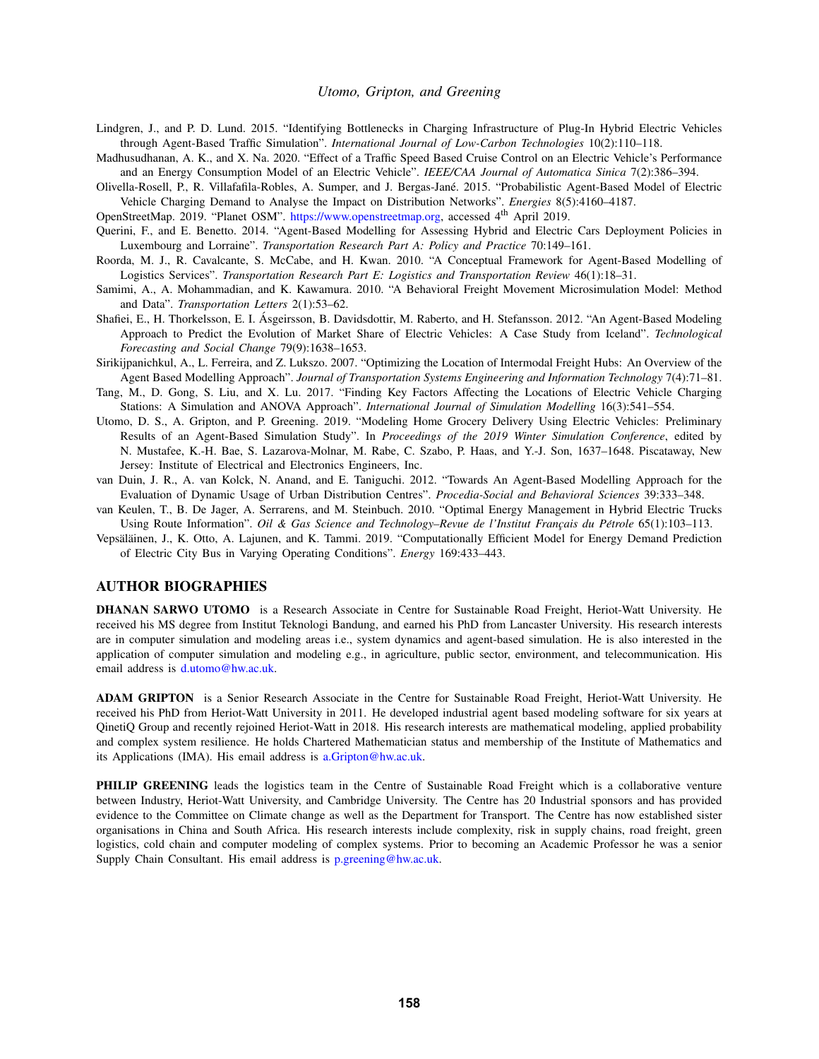Lindgren, J., and P. D. Lund. 2015. "Identifying Bottlenecks in Charging Infrastructure of Plug-In Hybrid Electric Vehicles through Agent-Based Traffic Simulation". *International Journal of Low-Carbon Technologies* 10(2):110–118.

Madhusudhanan, A. K., and X. Na. 2020. "Effect of a Traffic Speed Based Cruise Control on an Electric Vehicle's Performance and an Energy Consumption Model of an Electric Vehicle". *IEEE/CAA Journal of Automatica Sinica* 7(2):386–394.

Olivella-Rosell, P., R. Villafafila-Robles, A. Sumper, and J. Bergas-Jané. 2015. "Probabilistic Agent-Based Model of Electric Vehicle Charging Demand to Analyse the Impact on Distribution Networks". *Energies* 8(5):4160–4187.

OpenStreetMap. 2019. "Planet OSM". https://www.openstreetmap.org, accessed 4th April 2019.

Querini, F., and E. Benetto. 2014. "Agent-Based Modelling for Assessing Hybrid and Electric Cars Deployment Policies in Luxembourg and Lorraine". *Transportation Research Part A: Policy and Practice* 70:149–161.

Roorda, M. J., R. Cavalcante, S. McCabe, and H. Kwan. 2010. "A Conceptual Framework for Agent-Based Modelling of Logistics Services". *Transportation Research Part E: Logistics and Transportation Review* 46(1):18–31.

Samimi, A., A. Mohammadian, and K. Kawamura. 2010. "A Behavioral Freight Movement Microsimulation Model: Method and Data". *Transportation Letters* 2(1):53–62.

Shafiei, E., H. Thorkelsson, E. I. Ásgeirsson, B. Davidsdottir, M. Raberto, and H. Stefansson. 2012. "An Agent-Based Modeling Approach to Predict the Evolution of Market Share of Electric Vehicles: A Case Study from Iceland". *Technological Forecasting and Social Change* 79(9):1638–1653.

Sirikijpanichkul, A., L. Ferreira, and Z. Lukszo. 2007. "Optimizing the Location of Intermodal Freight Hubs: An Overview of the Agent Based Modelling Approach". *Journal of Transportation Systems Engineering and Information Technology* 7(4):71–81.

Tang, M., D. Gong, S. Liu, and X. Lu. 2017. "Finding Key Factors Affecting the Locations of Electric Vehicle Charging Stations: A Simulation and ANOVA Approach". *International Journal of Simulation Modelling* 16(3):541–554.

Utomo, D. S., A. Gripton, and P. Greening. 2019. "Modeling Home Grocery Delivery Using Electric Vehicles: Preliminary Results of an Agent-Based Simulation Study". In *Proceedings of the 2019 Winter Simulation Conference*, edited by N. Mustafee, K.-H. Bae, S. Lazarova-Molnar, M. Rabe, C. Szabo, P. Haas, and Y.-J. Son, 1637–1648. Piscataway, New Jersey: Institute of Electrical and Electronics Engineers, Inc.

van Duin, J. R., A. van Kolck, N. Anand, and E. Taniguchi. 2012. "Towards An Agent-Based Modelling Approach for the Evaluation of Dynamic Usage of Urban Distribution Centres". *Procedia-Social and Behavioral Sciences* 39:333–348.

van Keulen, T., B. De Jager, A. Serrarens, and M. Steinbuch. 2010. "Optimal Energy Management in Hybrid Electric Trucks Using Route Information". *Oil & Gas Science and Technology–Revue de l'Institut Français du Pétrole* 65(1):103–113.

Vepsäläinen, J., K. Otto, A. Lajunen, and K. Tammi. 2019. "Computationally Efficient Model for Energy Demand Prediction of Electric City Bus in Varying Operating Conditions". *Energy* 169:433–443.

## AUTHOR BIOGRAPHIES

**DHANAN SARWO UTOMO** is a Research Associate in Centre for Sustainable Road Freight, Heriot-Watt University. He received his MS degree from Institut Teknologi Bandung, and earned his PhD from Lancaster University. His research interests are in computer simulation and modeling areas i.e., system dynamics and agent-based simulation. He is also interested in the application of computer simulation and modeling e.g., in agriculture, public sector, environment, and telecommunication. His email address is d.utomo@hw.ac.uk.

**ADAM GRIPTON** is a Senior Research Associate in the Centre for Sustainable Road Freight, Heriot-Watt University. He received his PhD from Heriot-Watt University in 2011. He developed industrial agent based modeling software for six years at QinetiQ Group and recently rejoined Heriot-Watt in 2018. His research interests are mathematical modeling, applied probability and complex system resilience. He holds Chartered Mathematician status and membership of the Institute of Mathematics and its Applications (IMA). His email address is a.Gripton@hw.ac.uk.

**PHILIP GREENING** leads the logistics team in the Centre of Sustainable Road Freight which is a collaborative venture between Industry, Heriot-Watt University, and Cambridge University. The Centre has 20 Industrial sponsors and has provided evidence to the Committee on Climate change as well as the Department for Transport. The Centre has now established sister organisations in China and South Africa. His research interests include complexity, risk in supply chains, road freight, green logistics, cold chain and computer modeling of complex systems. Prior to becoming an Academic Professor he was a senior Supply Chain Consultant. His email address is p.greening@hw.ac.uk.